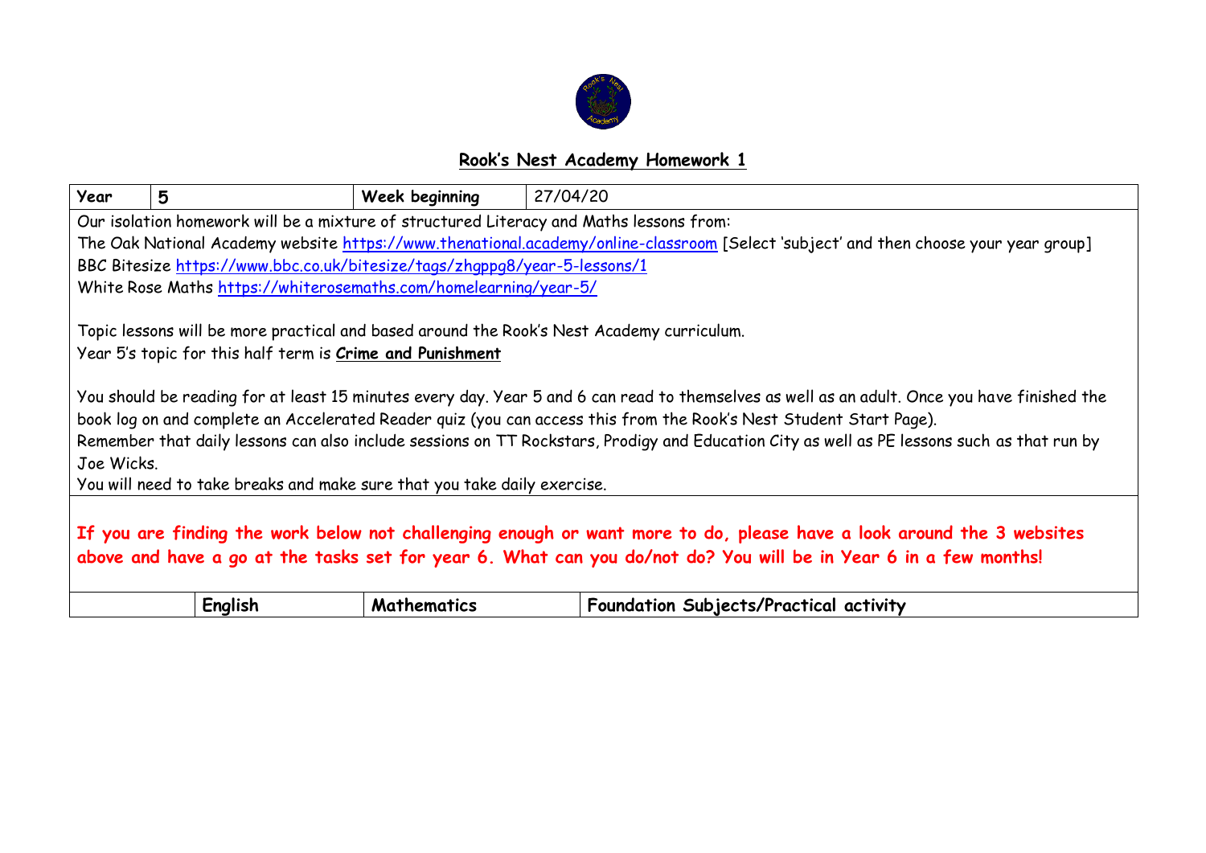# **Rook's Nest Academy Homework 1**

| **Year** | **5** | **Week beginning** | 27/04/20 |
|---|---|---|---|

Our isolation homework will be a mixture of structured Literacy and Maths lessons from:

The Oak National Academy website https://www.thenational.academy/online-classroom [Select 'subject' and then choose your year group]

BBC Bitesize https://www.bbc.co.uk/bitesize/tags/zhgppg8/year-5-lessons/1

White Rose Maths https://whiterosemaths.com/homelearning/year-5/

Topic lessons will be more practical and based around the Rook's Nest Academy curriculum.

Year 5's topic for this half term is **Crime and Punishment**

You should be reading for at least 15 minutes every day. Year 5 and 6 can read to themselves as well as an adult. Once you have finished the book log on and complete an Accelerated Reader quiz (you can access this from the Rook's Nest Student Start Page).

Remember that daily lessons can also include sessions on TT Rockstars, Prodigy and Education City as well as PE lessons such as that run by Joe Wicks.

You will need to take breaks and make sure that you take daily exercise.

**If you are finding the work below not challenging enough or want more to do, please have a look around the 3 websites above and have a go at the tasks set for year 6. What can you do/not do? You will be in Year 6 in a few months!**

| | **English** | **Mathematics** | **Foundation Subjects/Practical activity** |
|---|---|---|---|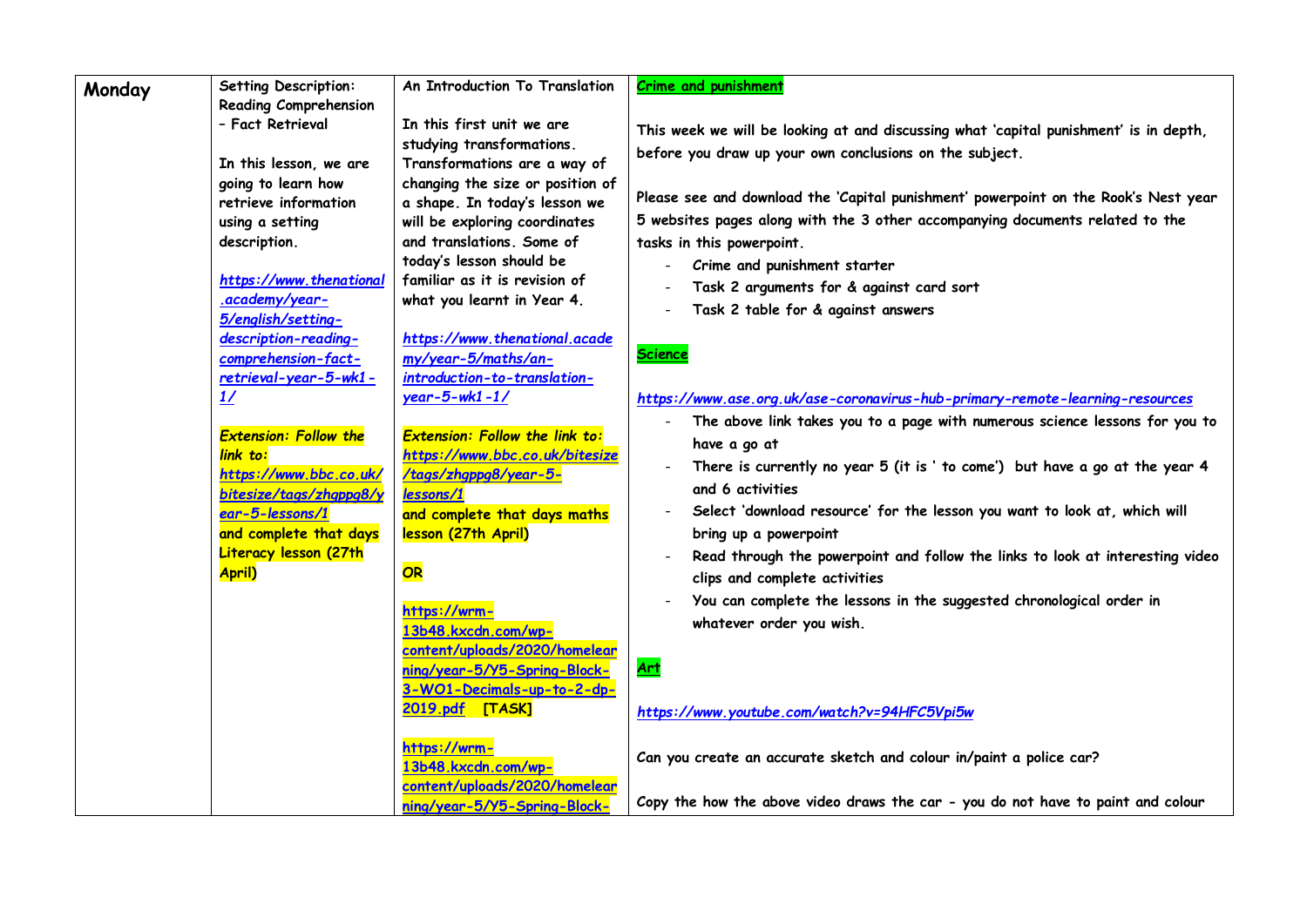| Monday | Setting Description: Reading Comprehension – Fact Retrieval<br><br>In this lesson, we are going to learn how retrieve information using a setting description.<br><br>*https://www.thenational.academy/year-5/english/setting-description-reading-comprehension-fact-retrieval-year-5-wk1-1/*<br><br>***Extension: Follow the link to:*** ***https://www.bbc.co.uk/bitesize/tags/zhgppg8/year-5-lessons/1*** **and complete that days Literacy lesson (27th April)** | An Introduction To Translation<br><br>In this first unit we are studying transformations. Transformations are a way of changing the size or position of a shape. In today's lesson we will be exploring coordinates and translations. Some of today's lesson should be familiar as it is revision of what you learnt in Year 4.<br><br>*https://www.thenational.academy/year-5/maths/an-introduction-to-translation-year-5-wk1-1/*<br><br>***Extension: Follow the link to:*** ***https://www.bbc.co.uk/bitesize/tags/zhgppg8/year-5-lessons/1*** **and complete that days maths lesson (27th April)**<br><br>**OR**<br><br>https://wrm-13b48.kxcdn.com/wp-content/uploads/2020/homelearning/year-5/Y5-Spring-Block-3-WO1-Decimals-up-to-2-dp-2019.pdf **[TASK]**<br><br>https://wrm-13b48.kxcdn.com/wp-content/uploads/2020/homelearning/year-5/Y5-Spring-Block- | **Crime and punishment**<br><br>This week we will be looking at and discussing what 'capital punishment' is in depth, before you draw up your own conclusions on the subject.<br><br>Please see and download the 'Capital punishment' powerpoint on the Rook's Nest year 5 websites pages along with the 3 other accompanying documents related to the tasks in this powerpoint.<br>- Crime and punishment starter<br>- Task 2 arguments for & against card sort<br>- Task 2 table for & against answers<br><br>**Science**<br><br>*https://www.ase.org.uk/ase-coronavirus-hub-primary-remote-learning-resources*<br>- The above link takes you to a page with numerous science lessons for you to have a go at<br>- There is currently no year 5 (it is ' to come') but have a go at the year 4 and 6 activities<br>- Select 'download resource' for the lesson you want to look at, which will bring up a powerpoint<br>- Read through the powerpoint and follow the links to look at interesting video clips and complete activities<br>- You can complete the lessons in the suggested chronological order in whatever order you wish.<br><br>**Art**<br><br>*https://www.youtube.com/watch?v=94HFC5Vpi5w*<br><br>Can you create an accurate sketch and colour in/paint a police car?<br><br>Copy the how the above video draws the car - you do not have to paint and colour |
|---|---|---|---|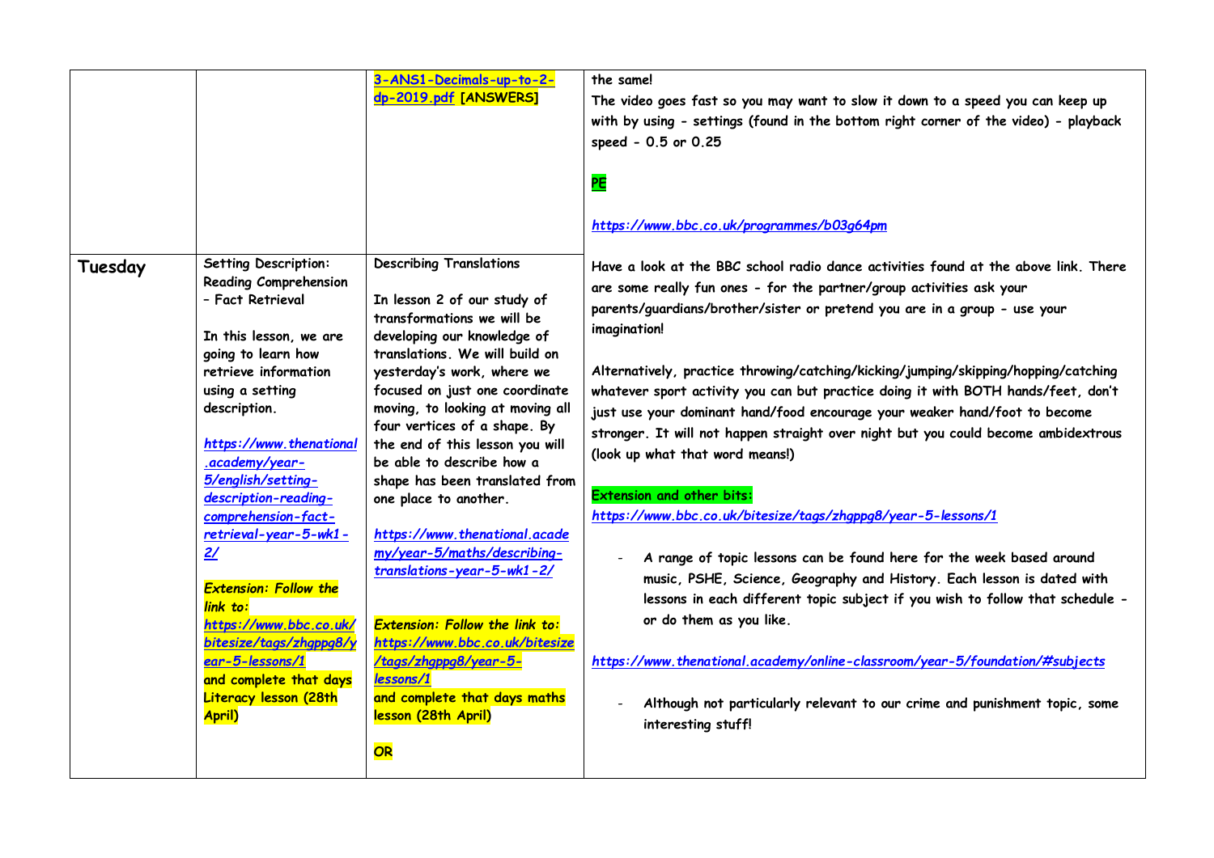| | | | |
|---|---|---|---|
| | | 3-ANS1-Decimals-up-to-2-dp-2019.pdf **[ANSWERS]** | the same!<br>The video goes fast so you may want to slow it down to a speed you can keep up with by using - settings (found in the bottom right corner of the video) - playback speed - 0.5 or 0.25<br><br>**PE**<br><br>*https://www.bbc.co.uk/programmes/b03g64pm* |
| **Tuesday** | Setting Description: Reading Comprehension - Fact Retrieval<br><br>In this lesson, we are going to learn how retrieve information using a setting description.<br><br>*https://www.thenational.academy/year-5/english/setting-description-reading-comprehension-fact-retrieval-year-5-wk1-2/*<br><br>***Extension: Follow the link to:*** *https://www.bbc.co.uk/bitesize/tags/zhgppg8/year-5-lessons/1* and complete that days Literacy lesson (28th April) | Describing Translations<br><br>In lesson 2 of our study of transformations we will be developing our knowledge of translations. We will build on yesterday's work, where we focused on just one coordinate moving, to looking at moving all four vertices of a shape. By the end of this lesson you will be able to describe how a shape has been translated from one place to another.<br><br>*https://www.thenational.academy/year-5/maths/describing-translations-year-5-wk1-2/*<br><br>***Extension: Follow the link to:*** *https://www.bbc.co.uk/bitesize/tags/zhgppg8/year-5-lessons/1* and complete that days maths lesson (28th April)<br><br>**OR** | Have a look at the BBC school radio dance activities found at the above link. There are some really fun ones - for the partner/group activities ask your parents/guardians/brother/sister or pretend you are in a group - use your imagination!<br><br>Alternatively, practice throwing/catching/kicking/jumping/skipping/hopping/catching whatever sport activity you can but practice doing it with BOTH hands/feet, don't just use your dominant hand/food encourage your weaker hand/foot to become stronger. It will not happen straight over night but you could become ambidextrous (look up what that word means!)<br><br>**Extension and other bits:**<br>*https://www.bbc.co.uk/bitesize/tags/zhgppg8/year-5-lessons/1*<br><br>- A range of topic lessons can be found here for the week based around music, PSHE, Science, Geography and History. Each lesson is dated with lessons in each different topic subject if you wish to follow that schedule - or do them as you like.<br><br>*https://www.thenational.academy/online-classroom/year-5/foundation/#subjects*<br><br>- Although not particularly relevant to our crime and punishment topic, some interesting stuff! |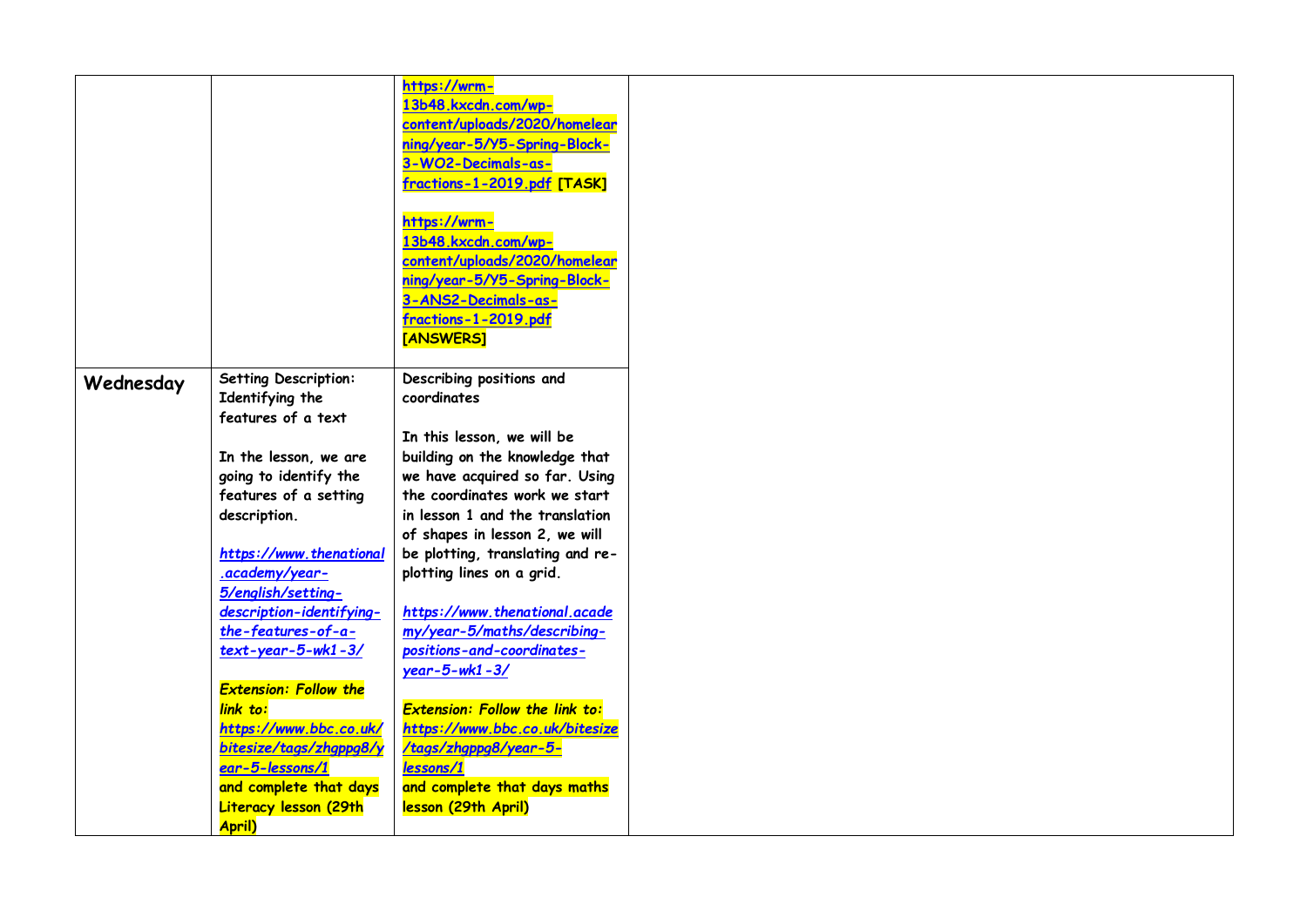| | | | |
|---|---|---|---|
| | | https://wrm-13b48.kxcdn.com/wp-content/uploads/2020/homelearning/year-5/Y5-Spring-Block-3-WO2-Decimals-as-fractions-1-2019.pdf **[TASK]**<br><br>https://wrm-13b48.kxcdn.com/wp-content/uploads/2020/homelearning/year-5/Y5-Spring-Block-3-ANS2-Decimals-as-fractions-1-2019.pdf **[ANSWERS]** | |
| **Wednesday** | **Setting Description: Identifying the features of a text**<br><br>**In the lesson, we are going to identify the features of a setting description.**<br><br>*https://www.thenational.academy/year-5/english/setting-description-identifying-the-features-of-a-text-year-5-wk1-3/*<br><br>*Extension: Follow the link to:*<br>*https://www.bbc.co.uk/bitesize/tags/zhgppg8/year-5-lessons/1*<br>**and complete that days Literacy lesson (29th April)** | **Describing positions and coordinates**<br><br>**In this lesson, we will be building on the knowledge that we have acquired so far. Using the coordinates work we start in lesson 1 and the translation of shapes in lesson 2, we will be plotting, translating and re-plotting lines on a grid.**<br><br>*https://www.thenational.academy/year-5/maths/describing-positions-and-coordinates-year-5-wk1-3/*<br><br>*Extension: Follow the link to:*<br>*https://www.bbc.co.uk/bitesize/tags/zhgppg8/year-5-lessons/1*<br>**and complete that days maths lesson (29th April)** | |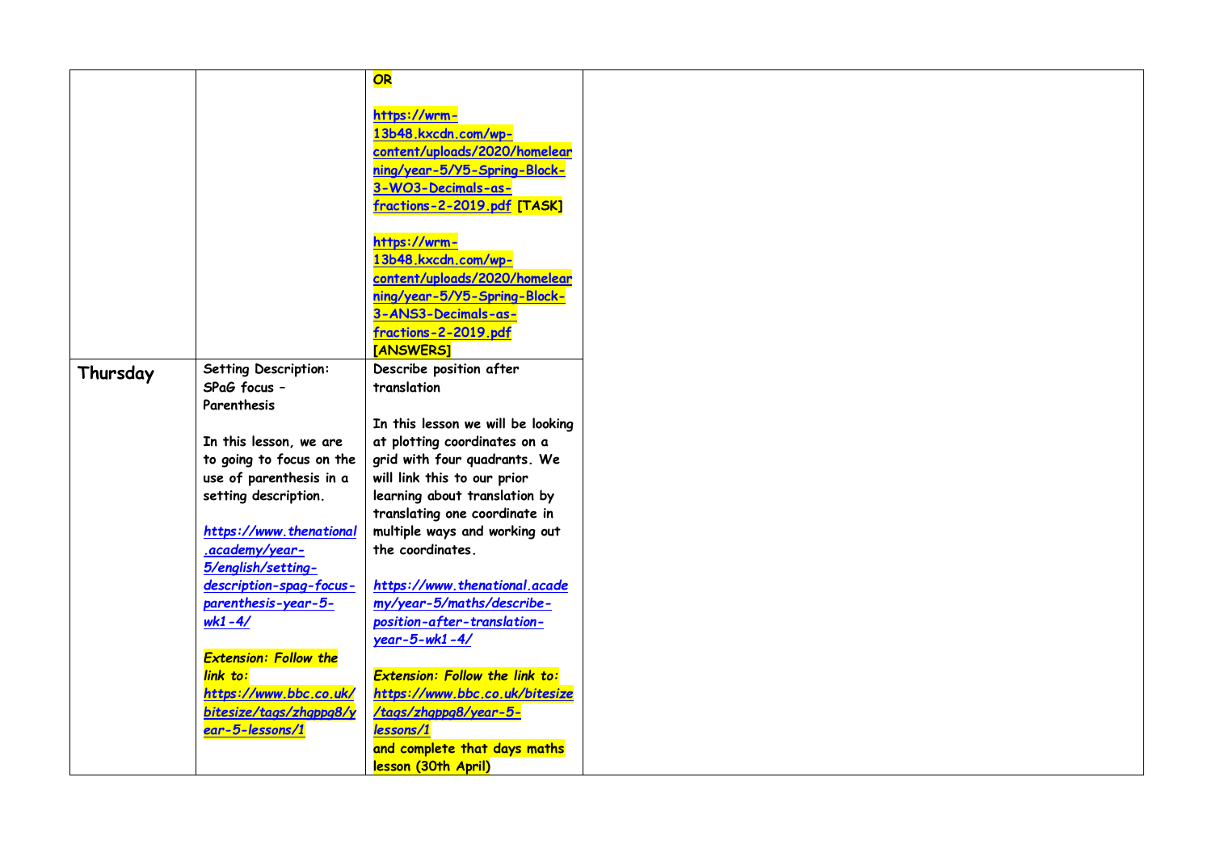| | | | |
|---|---|---|---|
| | | **OR**<br><br>https://wrm-13b48.kxcdn.com/wp-content/uploads/2020/homelearning/year-5/Y5-Spring-Block-3-WO3-Decimals-as-fractions-2-2019.pdf **[TASK]**<br><br>https://wrm-13b48.kxcdn.com/wp-content/uploads/2020/homelearning/year-5/Y5-Spring-Block-3-ANS3-Decimals-as-fractions-2-2019.pdf **[ANSWERS]** | |
| **Thursday** | **Setting Description: SPaG focus – Parenthesis**<br><br>**In this lesson, we are to going to focus on the use of parenthesis in a setting description.**<br><br>***https://www.thenational.academy/year-5/english/setting-description-spag-focus-parenthesis-year-5-wk1-4/***<br><br>***Extension: Follow the link to: https://www.bbc.co.uk/bitesize/tags/zhgppg8/year-5-lessons/1*** | **Describe position after translation**<br><br>**In this lesson we will be looking at plotting coordinates on a grid with four quadrants. We will link this to our prior learning about translation by translating one coordinate in multiple ways and working out the coordinates.**<br><br>***https://www.thenational.academy/year-5/maths/describe-position-after-translation-year-5-wk1-4/***<br><br>***Extension: Follow the link to: https://www.bbc.co.uk/bitesize/tags/zhgppg8/year-5-lessons/1*** **and complete that days maths lesson (30th April)** | |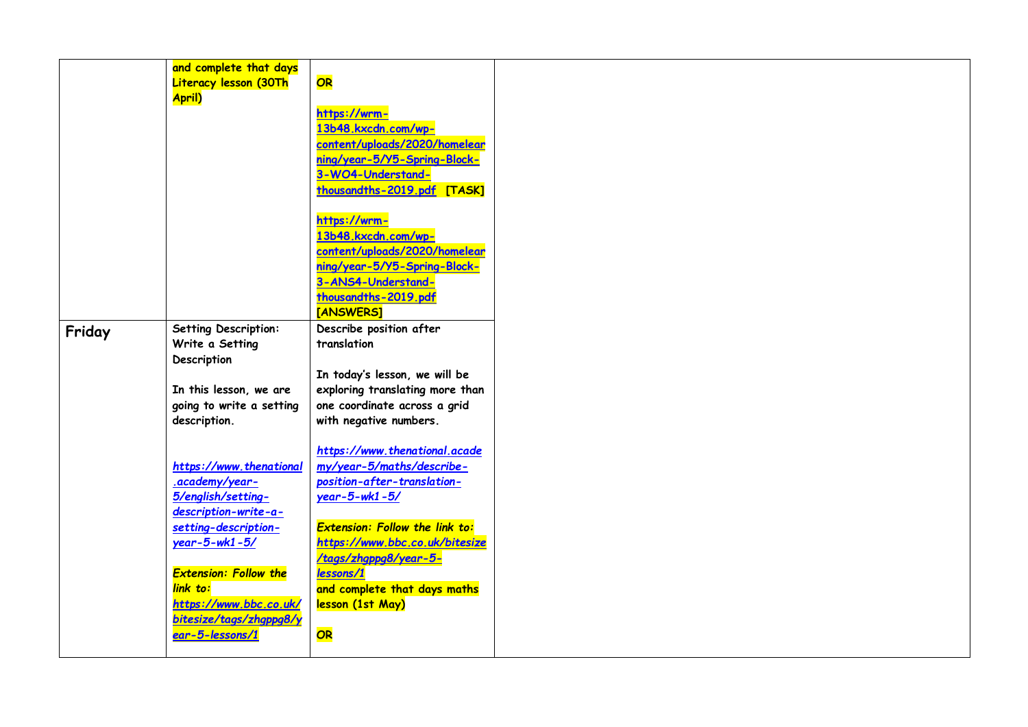| | | | |
|---|---|---|---|
| | **and complete that days Literacy lesson (30Th April)** | **OR**<br><br>[https://wrm-13b48.kxcdn.com/wp-content/uploads/2020/homelearning/year-5/Y5-Spring-Block-3-WO4-Understand-thousandths-2019.pdf](https://wrm-13b48.kxcdn.com/wp-content/uploads/2020/homelearning/year-5/Y5-Spring-Block-3-WO4-Understand-thousandths-2019.pdf) **[TASK]**<br><br>[https://wrm-13b48.kxcdn.com/wp-content/uploads/2020/homelearning/year-5/Y5-Spring-Block-3-ANS4-Understand-thousandths-2019.pdf](https://wrm-13b48.kxcdn.com/wp-content/uploads/2020/homelearning/year-5/Y5-Spring-Block-3-ANS4-Understand-thousandths-2019.pdf) **[ANSWERS]** | |
| **Friday** | **Setting Description: Write a Setting Description**<br><br>**In this lesson, we are going to write a setting description.**<br><br>*[https://www.thenational.academy/year-5/english/setting-description-write-a-setting-description-year-5-wk1-5/](https://www.thenational.academy/year-5/english/setting-description-write-a-setting-description-year-5-wk1-5/)*<br><br>***Extension: Follow the link to:*** *[https://www.bbc.co.uk/bitesize/tags/zhgppg8/year-5-lessons/1](https://www.bbc.co.uk/bitesize/tags/zhgppg8/year-5-lessons/1)* | **Describe position after translation**<br><br>**In today's lesson, we will be exploring translating more than one coordinate across a grid with negative numbers.**<br><br>*[https://www.thenational.academy/year-5/maths/describe-position-after-translation-year-5-wk1-5/](https://www.thenational.academy/year-5/maths/describe-position-after-translation-year-5-wk1-5/)*<br><br>***Extension: Follow the link to:*** *[https://www.bbc.co.uk/bitesize/tags/zhgppg8/year-5-lessons/1](https://www.bbc.co.uk/bitesize/tags/zhgppg8/year-5-lessons/1)* **and complete that days maths lesson (1st May)**<br><br>***OR*** | |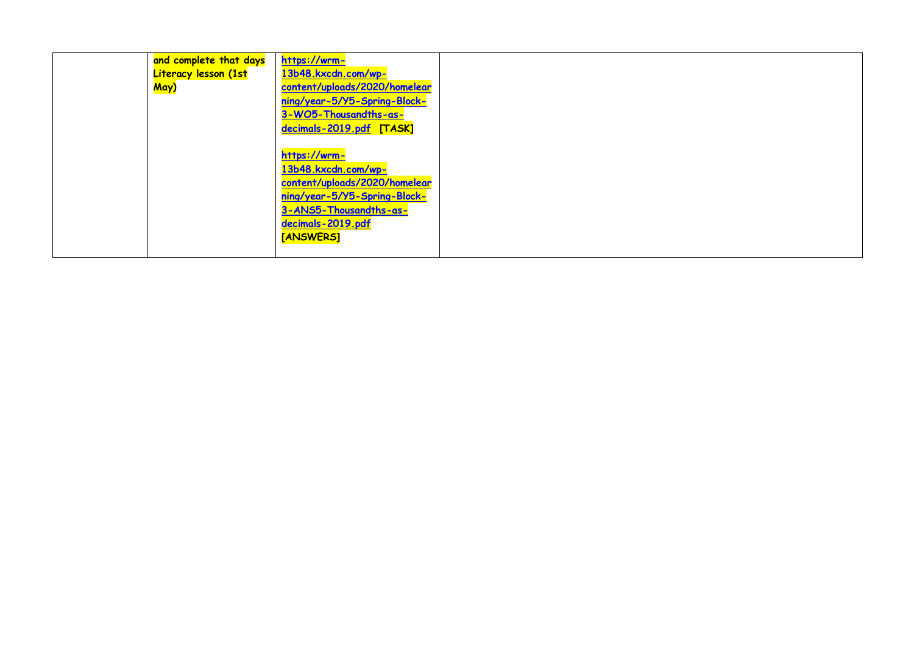| | | | |
|---|---|---|---|
| | **and complete that days Literacy lesson (1st May)** | https://wrm-13b48.kxcdn.com/wp-content/uploads/2020/homelearning/year-5/Y5-Spring-Block-3-WO5-Thousandths-as-decimals-2019.pdf **[TASK]**<br><br>https://wrm-13b48.kxcdn.com/wp-content/uploads/2020/homelearning/year-5/Y5-Spring-Block-3-ANS5-Thousandths-as-decimals-2019.pdf **[ANSWERS]** | |